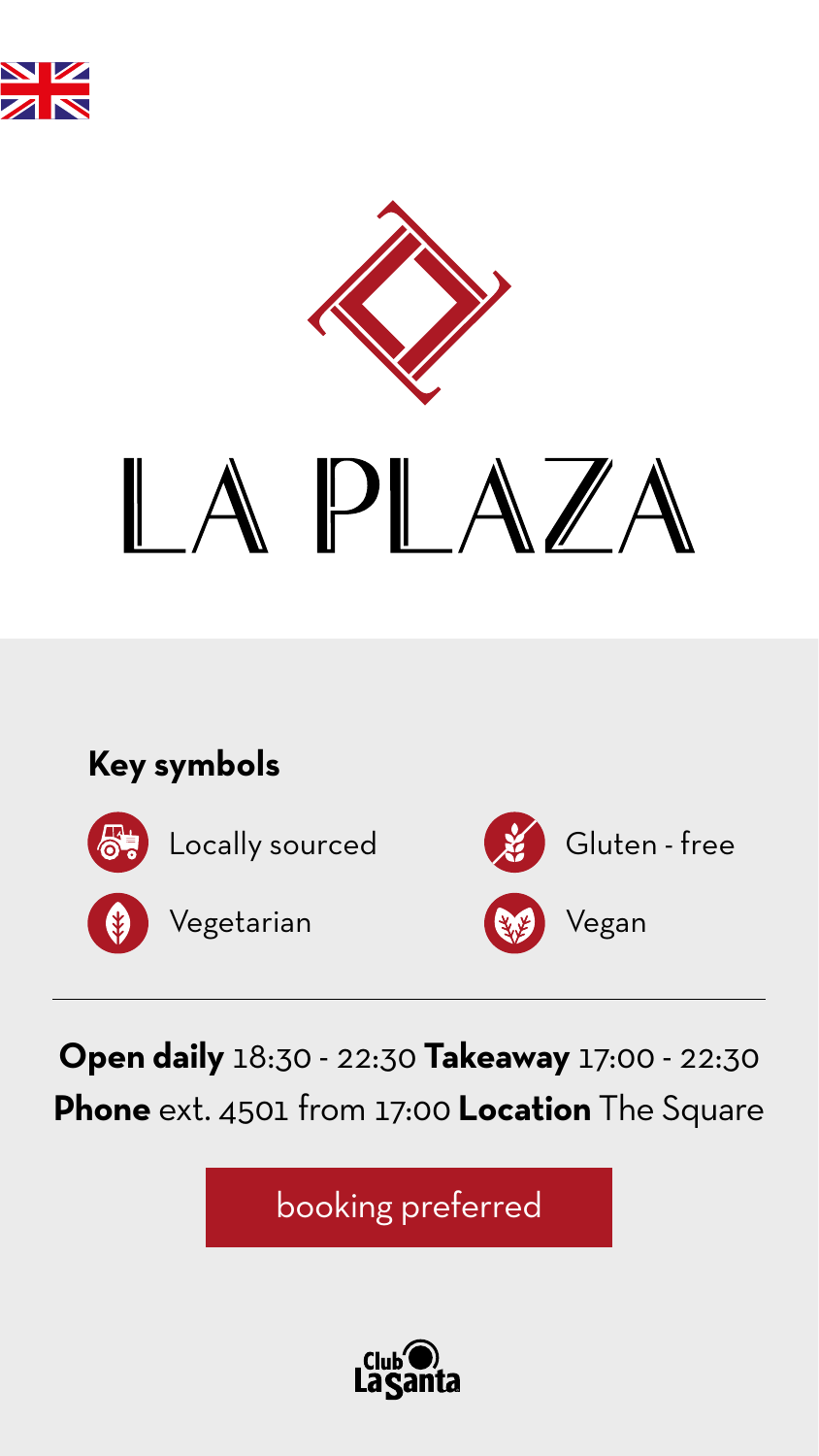# LA PLAZA

## Key symbols

- Locally sourced
- Gluten - free
- Vegetarian
- Vegan

**Open daily** 18:30 - 22:30 **Takeaway** 17:00 - 22:30
**Phone** ext. 4501 from 17:00 **Location** The Square

booking preferred

Club La Santa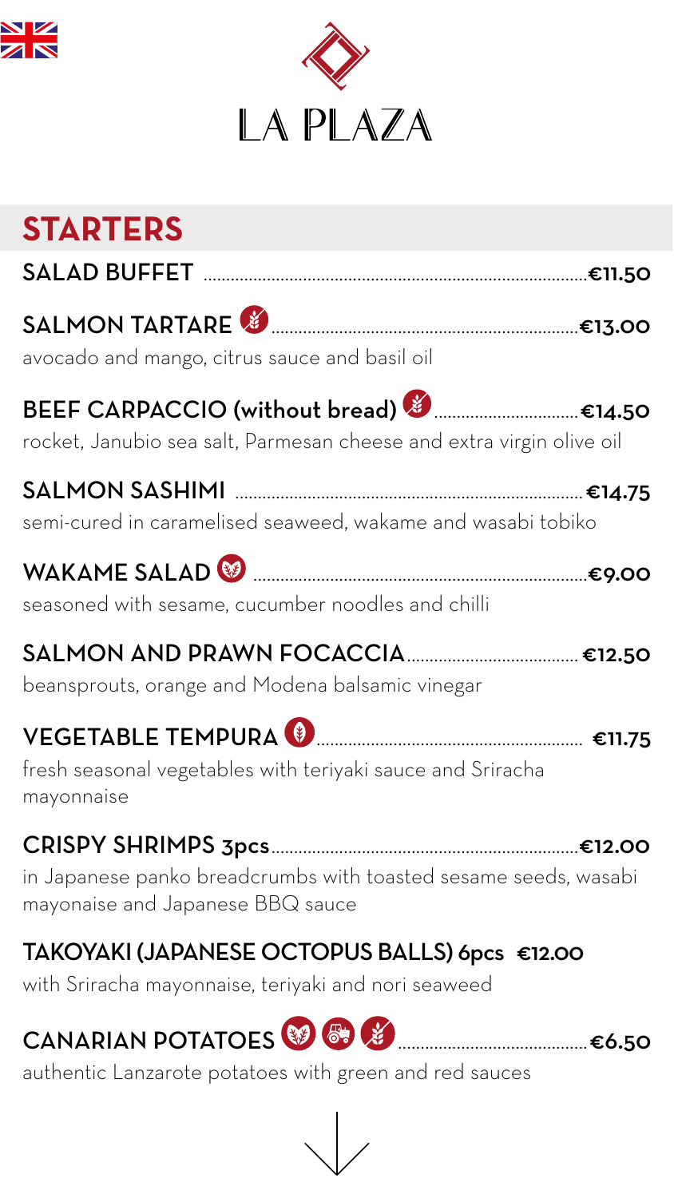# LA PLAZA

## STARTERS

**SALAD BUFFET** ........ **€11.50**

**SALMON TARTARE** ........ **€13.00**
avocado and mango, citrus sauce and basil oil

**BEEF CARPACCIO (without bread)** ........ **€14.50**
rocket, Janubio sea salt, Parmesan cheese and extra virgin olive oil

**SALMON SASHIMI** ........ **€14.75**
semi-cured in caramelised seaweed, wakame and wasabi tobiko

**WAKAME SALAD** ........ **€9.00**
seasoned with sesame, cucumber noodles and chilli

**SALMON AND PRAWN FOCACCIA** ........ **€12.50**
beansprouts, orange and Modena balsamic vinegar

**VEGETABLE TEMPURA** ........ **€11.75**
fresh seasonal vegetables with teriyaki sauce and Sriracha mayonnaise

**CRISPY SHRIMPS 3pcs** ........ **€12.00**
in Japanese panko breadcrumbs with toasted sesame seeds, wasabi mayonaise and Japanese BBQ sauce

**TAKOYAKI (JAPANESE OCTOPUS BALLS) 6pcs** **€12.00**
with Sriracha mayonnaise, teriyaki and nori seaweed

**CANARIAN POTATOES** ........ **€6.50**
authentic Lanzarote potatoes with green and red sauces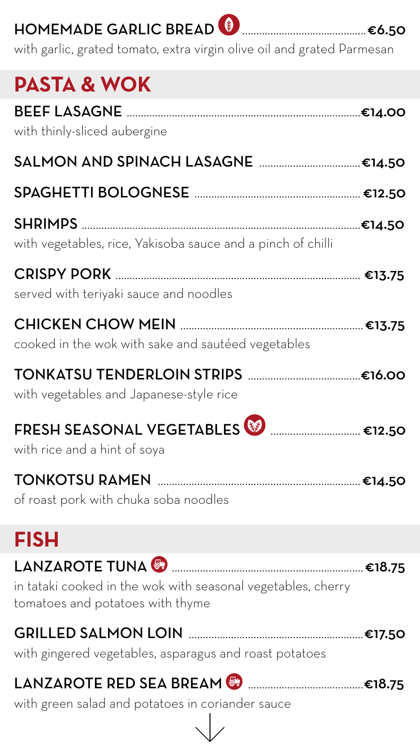**HOMEMADE GARLIC BREAD** ........ **€6.50**
with garlic, grated tomato, extra virgin olive oil and grated Parmesan

## PASTA & WOK

**BEEF LASAGNE** ........ **€14.00**
with thinly-sliced aubergine

**SALMON AND SPINACH LASAGNE** ........ **€14.50**

**SPAGHETTI BOLOGNESE** ........ **€12.50**

**SHRIMPS** ........ **€14.50**
with vegetables, rice, Yakisoba sauce and a pinch of chilli

**CRISPY PORK** ........ **€13.75**
served with teriyaki sauce and noodles

**CHICKEN CHOW MEIN** ........ **€13.75**
cooked in the wok with sake and sautéed vegetables

**TONKATSU TENDERLOIN STRIPS** ........ **€16.00**
with vegetables and Japanese-style rice

**FRESH SEASONAL VEGETABLES** ........ **€12.50**
with rice and a hint of soya

**TONKOTSU RAMEN** ........ **€14.50**
of roast pork with chuka soba noodles

## FISH

**LANZAROTE TUNA** ........ **€18.75**
in tataki cooked in the wok with seasonal vegetables, cherry tomatoes and potatoes with thyme

**GRILLED SALMON LOIN** ........ **€17.50**
with gingered vegetables, asparagus and roast potatoes

**LANZAROTE RED SEA BREAM** ........ **€18.75**
with green salad and potatoes in coriander sauce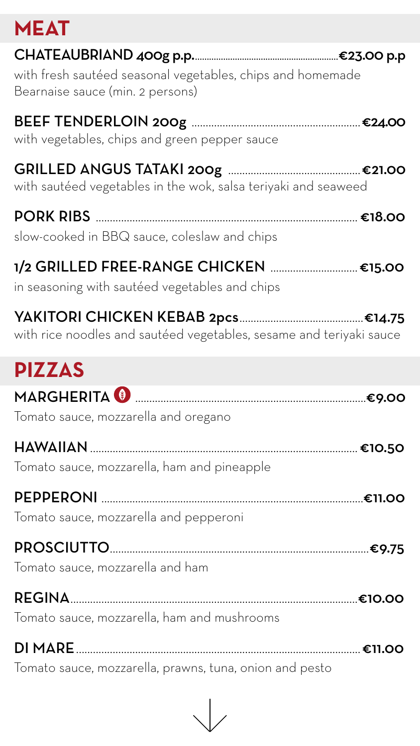# MEAT

**CHATEAUBRIAND 400g p.p.** ............ **€23.00 p.p**
with fresh sautéed seasonal vegetables, chips and homemade Bearnaise sauce (min. 2 persons)

**BEEF TENDERLOIN 200g** ............ **€24.00**
with vegetables, chips and green pepper sauce

**GRILLED ANGUS TATAKI 200g** ............ **€21.00**
with sautéed vegetables in the wok, salsa teriyaki and seaweed

**PORK RIBS** ............ **€18.00**
slow-cooked in BBQ sauce, coleslaw and chips

**1/2 GRILLED FREE-RANGE CHICKEN** ............ **€15.00**
in seasoning with sautéed vegetables and chips

**YAKITORI CHICKEN KEBAB 2pcs** ............ **€14.75**
with rice noodles and sautéed vegetables, sesame and teriyaki sauce

# PIZZAS

**MARGHERITA** ............ **€9.00**
Tomato sauce, mozzarella and oregano

**HAWAIIAN** ............ **€10.50**
Tomato sauce, mozzarella, ham and pineapple

**PEPPERONI** ............ **€11.00**
Tomato sauce, mozzarella and pepperoni

**PROSCIUTTO** ............ **€9.75**
Tomato sauce, mozzarella and ham

**REGINA** ............ **€10.00**
Tomato sauce, mozzarella, ham and mushrooms

**DI MARE** ............ **€11.00**
Tomato sauce, mozzarella, prawns, tuna, onion and pesto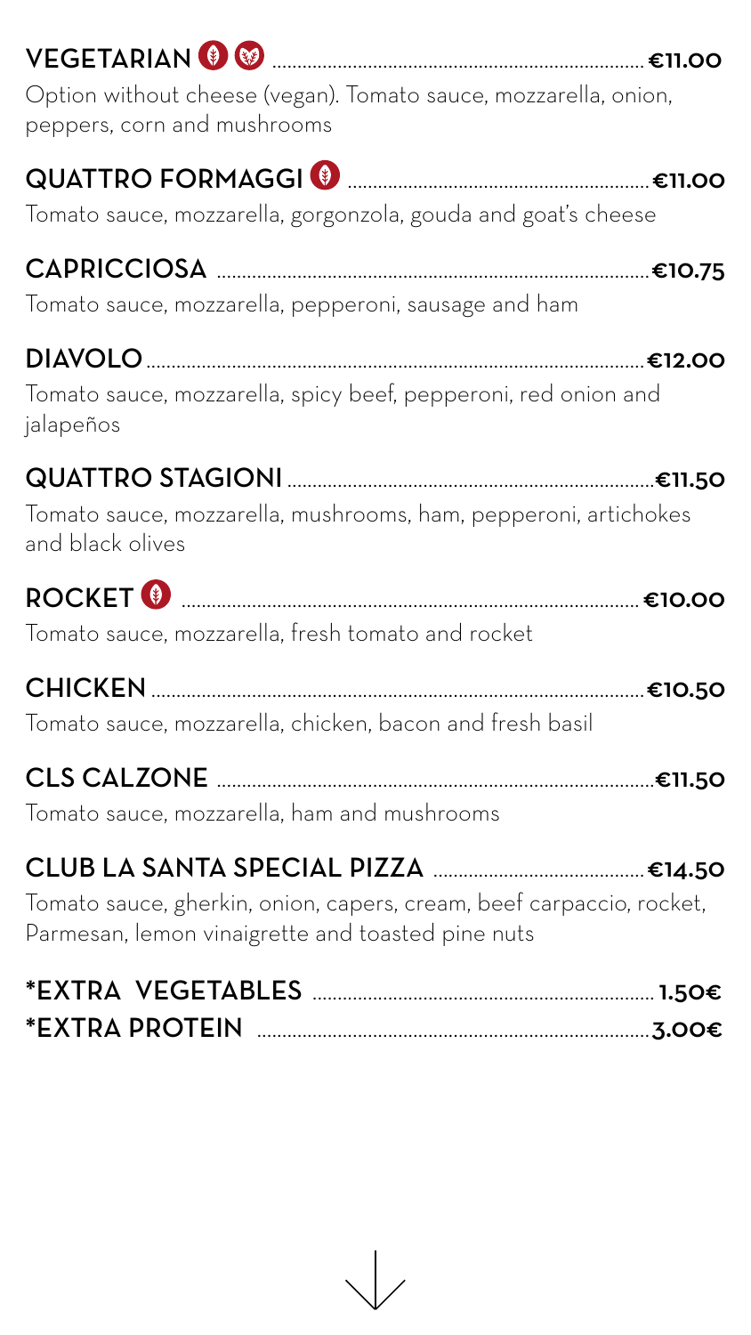**VEGETARIAN** .......... **€11.00**
Option without cheese (vegan). Tomato sauce, mozzarella, onion, peppers, corn and mushrooms

**QUATTRO FORMAGGI** .......... **€11.00**
Tomato sauce, mozzarella, gorgonzola, gouda and goat's cheese

**CAPRICCIOSA** .......... **€10.75**
Tomato sauce, mozzarella, pepperoni, sausage and ham

**DIAVOLO** .......... **€12.00**
Tomato sauce, mozzarella, spicy beef, pepperoni, red onion and jalapeños

**QUATTRO STAGIONI** .......... **€11.50**
Tomato sauce, mozzarella, mushrooms, ham, pepperoni, artichokes and black olives

**ROCKET** .......... **€10.00**
Tomato sauce, mozzarella, fresh tomato and rocket

**CHICKEN** .......... **€10.50**
Tomato sauce, mozzarella, chicken, bacon and fresh basil

**CLS CALZONE** .......... **€11.50**
Tomato sauce, mozzarella, ham and mushrooms

**CLUB LA SANTA SPECIAL PIZZA** .......... **€14.50**
Tomato sauce, gherkin, onion, capers, cream, beef carpaccio, rocket, Parmesan, lemon vinaigrette and toasted pine nuts

**\*EXTRA VEGETABLES** .......... **1.50€**
**\*EXTRA PROTEIN** .......... **3.00€**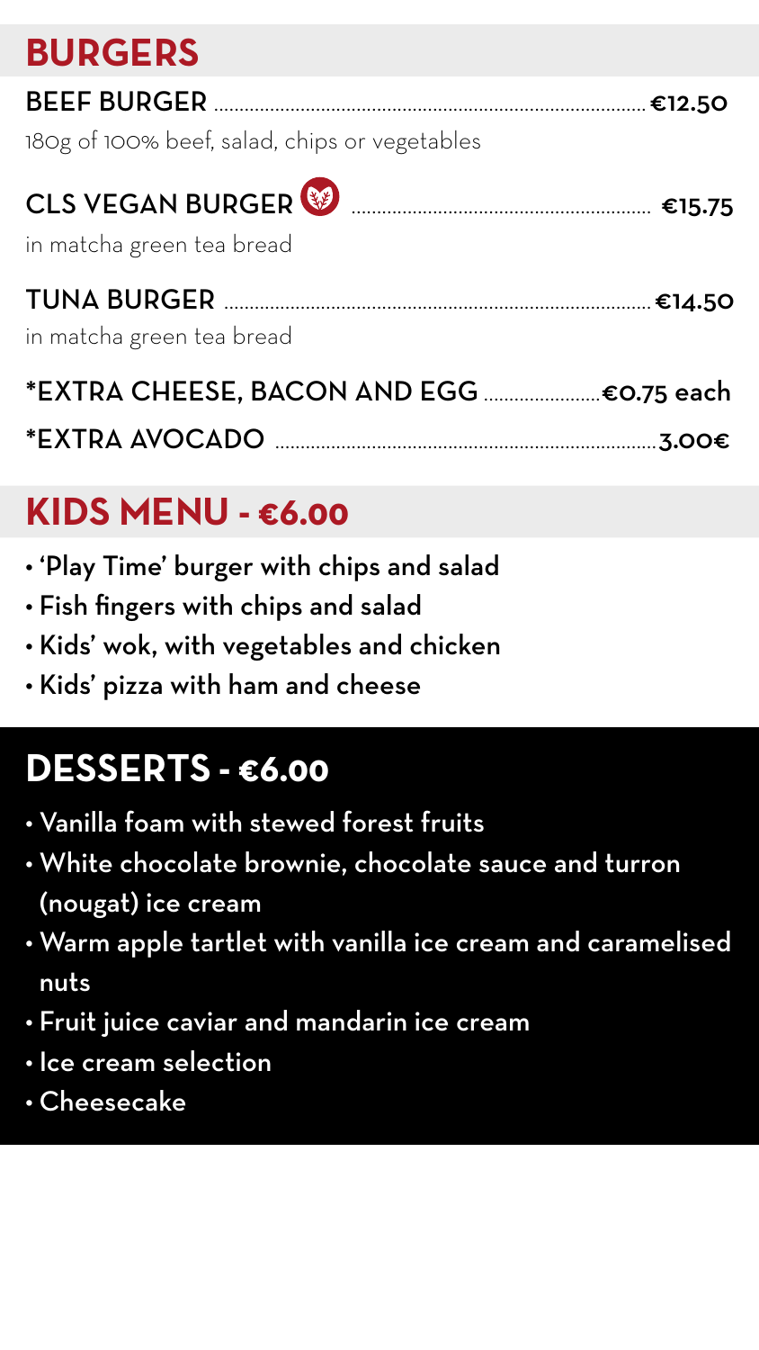## BURGERS

**BEEF BURGER** ........ €12.50
180g of 100% beef, salad, chips or vegetables

**CLS VEGAN BURGER** ........ €15.75
in matcha green tea bread

**TUNA BURGER** ........ €14.50
in matcha green tea bread

**\*EXTRA CHEESE, BACON AND EGG** ........ €0.75 each

**\*EXTRA AVOCADO** ........ 3.00€

## KIDS MENU - €6.00

- 'Play Time' burger with chips and salad
- Fish fingers with chips and salad
- Kids' wok, with vegetables and chicken
- Kids' pizza with ham and cheese

## DESSERTS - €6.00

- Vanilla foam with stewed forest fruits
- White chocolate brownie, chocolate sauce and turron (nougat) ice cream
- Warm apple tartlet with vanilla ice cream and caramelised nuts
- Fruit juice caviar and mandarin ice cream
- Ice cream selection
- Cheesecake